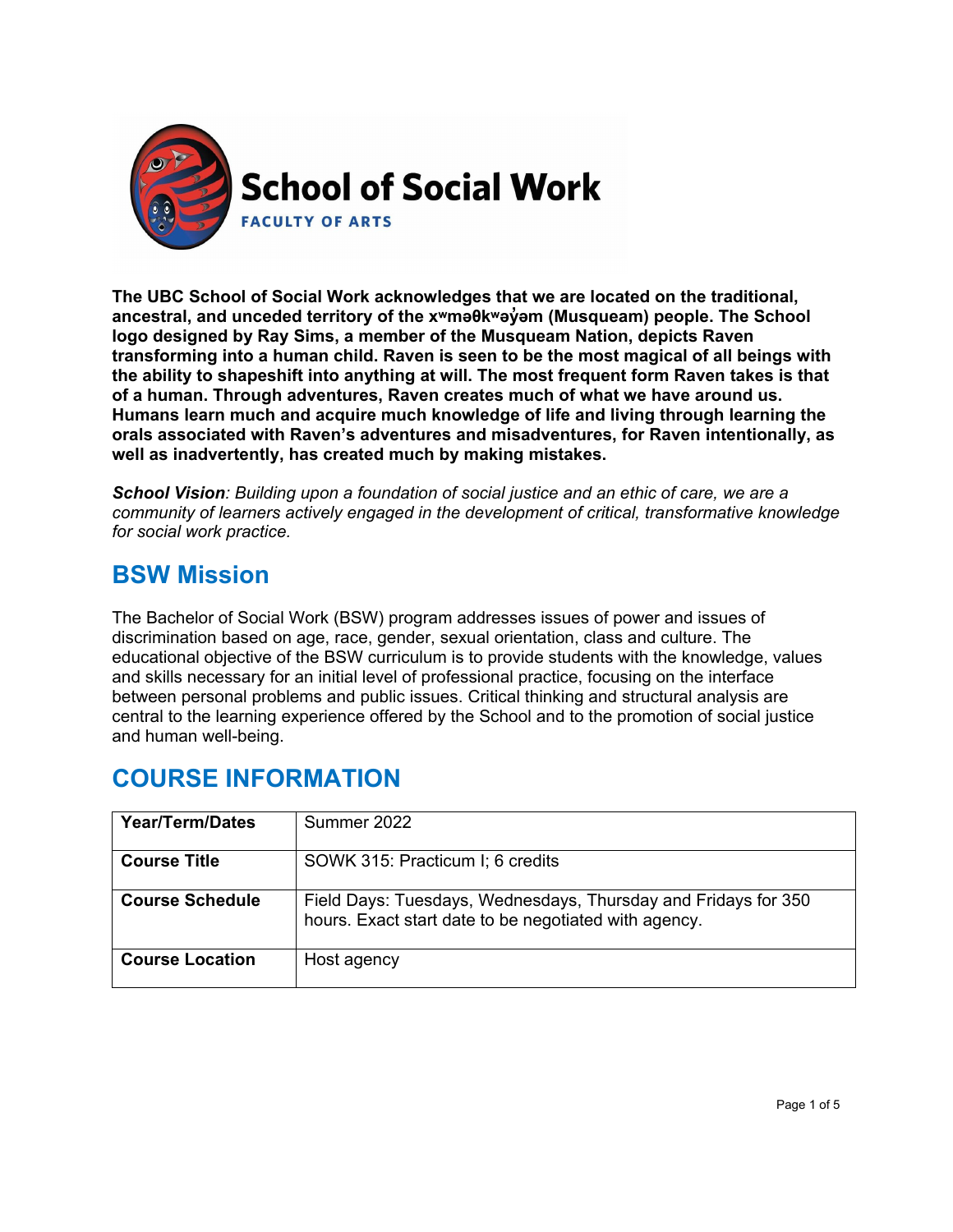# School of Social Work

FACULTY OF ARTS

**The UBC School of Social Work acknowledges that we are located on the traditional, ancestral, and unceded territory of the xʷməθkʷəy̓əm (Musqueam) people. The School logo designed by Ray Sims, a member of the Musqueam Nation, depicts Raven transforming into a human child. Raven is seen to be the most magical of all beings with the ability to shapeshift into anything at will. The most frequent form Raven takes is that of a human. Through adventures, Raven creates much of what we have around us. Humans learn much and acquire much knowledge of life and living through learning the orals associated with Raven's adventures and misadventures, for Raven intentionally, as well as inadvertently, has created much by making mistakes.**

***School Vision****: Building upon a foundation of social justice and an ethic of care, we are a community of learners actively engaged in the development of critical, transformative knowledge for social work practice.*

## BSW Mission

The Bachelor of Social Work (BSW) program addresses issues of power and issues of discrimination based on age, race, gender, sexual orientation, class and culture. The educational objective of the BSW curriculum is to provide students with the knowledge, values and skills necessary for an initial level of professional practice, focusing on the interface between personal problems and public issues. Critical thinking and structural analysis are central to the learning experience offered by the School and to the promotion of social justice and human well-being.

## COURSE INFORMATION

| **Year/Term/Dates** | Summer 2022 |
|---|---|
| **Course Title** | SOWK 315: Practicum I; 6 credits |
| **Course Schedule** | Field Days: Tuesdays, Wednesdays, Thursday and Fridays for 350 hours. Exact start date to be negotiated with agency. |
| **Course Location** | Host agency |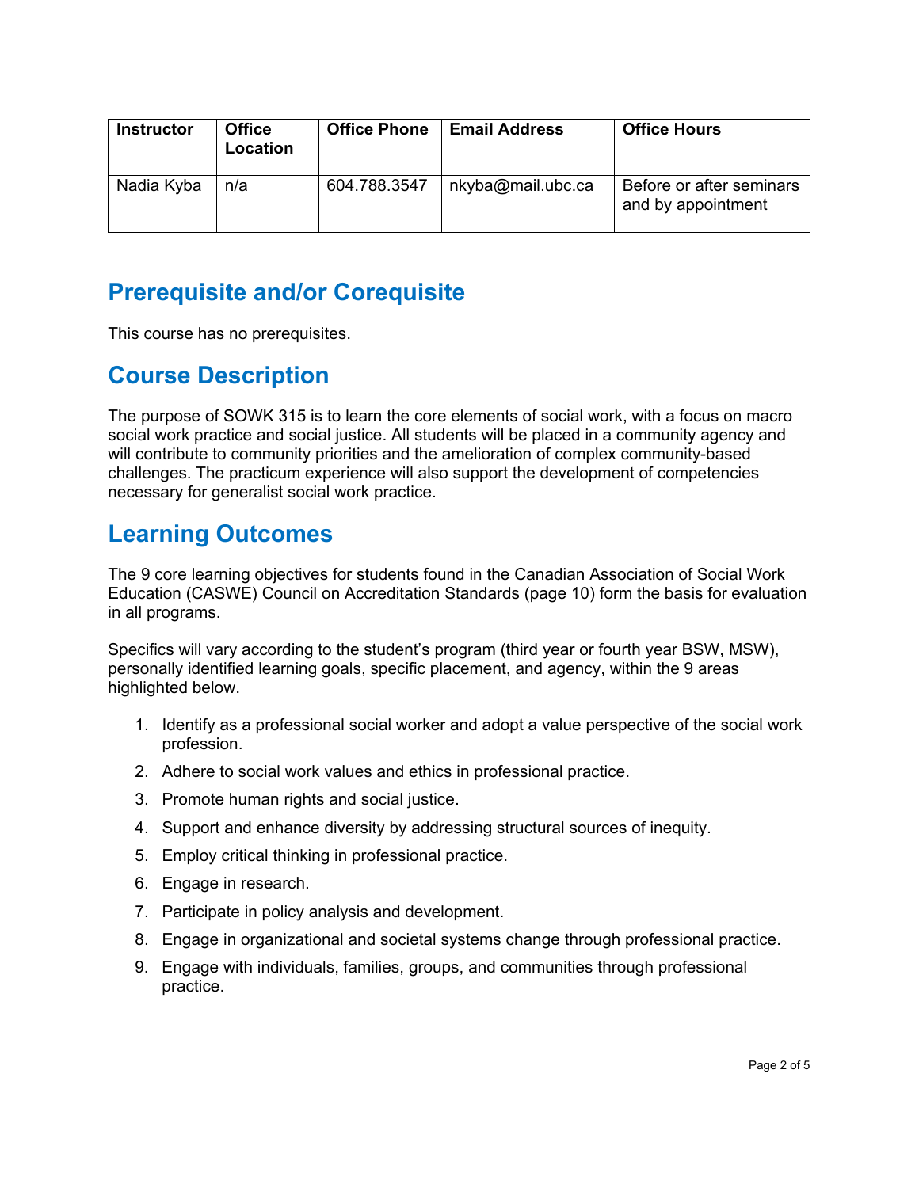| Instructor | Office Location | Office Phone | Email Address | Office Hours |
|---|---|---|---|---|
| Nadia Kyba | n/a | 604.788.3547 | nkyba@mail.ubc.ca | Before or after seminars and by appointment |

## Prerequisite and/or Corequisite

This course has no prerequisites.

## Course Description

The purpose of SOWK 315 is to learn the core elements of social work, with a focus on macro social work practice and social justice. All students will be placed in a community agency and will contribute to community priorities and the amelioration of complex community-based challenges. The practicum experience will also support the development of competencies necessary for generalist social work practice.

## Learning Outcomes

The 9 core learning objectives for students found in the Canadian Association of Social Work Education (CASWE) Council on Accreditation Standards (page 10) form the basis for evaluation in all programs.

Specifics will vary according to the student's program (third year or fourth year BSW, MSW), personally identified learning goals, specific placement, and agency, within the 9 areas highlighted below.

1. Identify as a professional social worker and adopt a value perspective of the social work profession.
2. Adhere to social work values and ethics in professional practice.
3. Promote human rights and social justice.
4. Support and enhance diversity by addressing structural sources of inequity.
5. Employ critical thinking in professional practice.
6. Engage in research.
7. Participate in policy analysis and development.
8. Engage in organizational and societal systems change through professional practice.
9. Engage with individuals, families, groups, and communities through professional practice.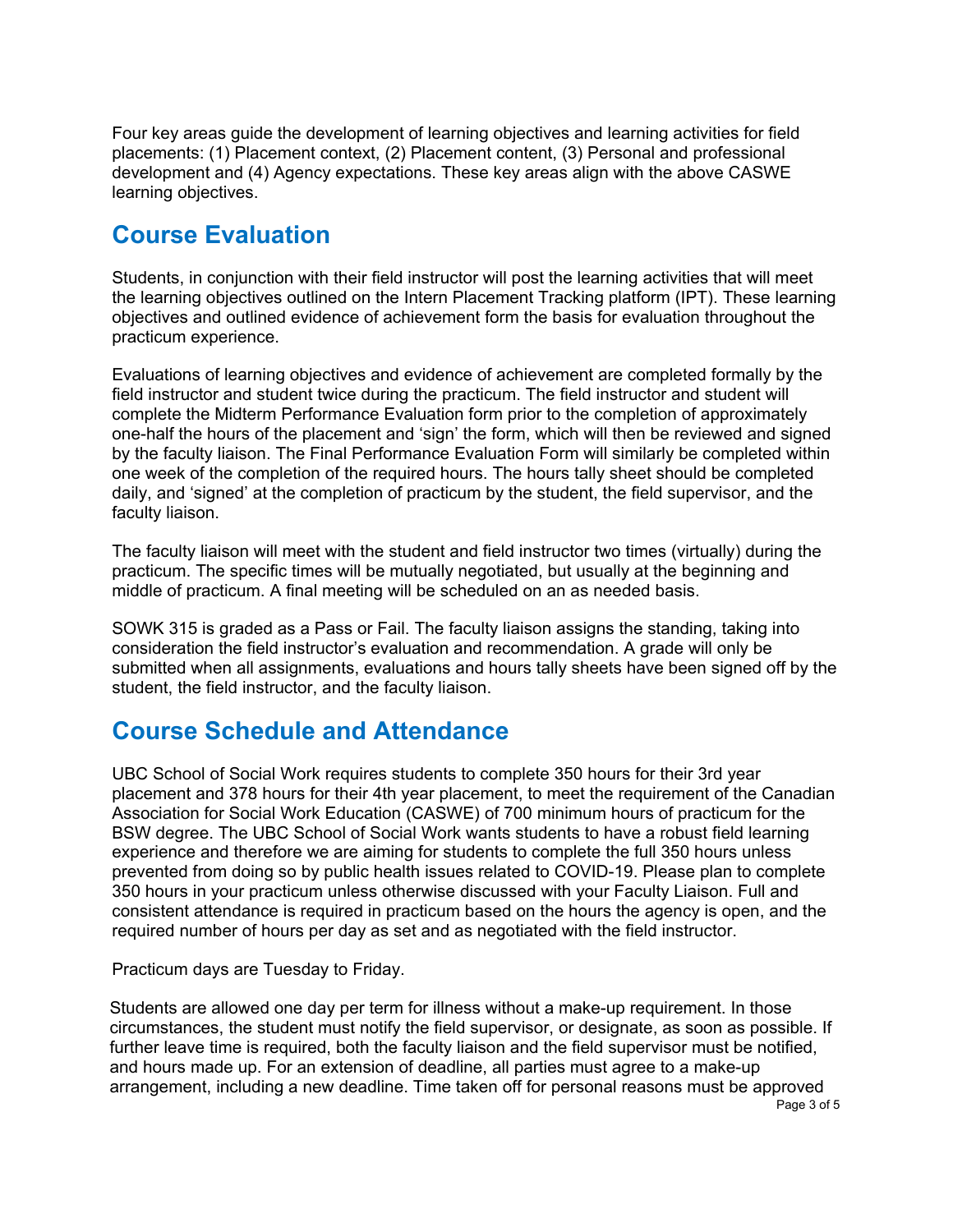Four key areas guide the development of learning objectives and learning activities for field placements: (1) Placement context, (2) Placement content, (3) Personal and professional development and (4) Agency expectations. These key areas align with the above CASWE learning objectives.

## Course Evaluation

Students, in conjunction with their field instructor will post the learning activities that will meet the learning objectives outlined on the Intern Placement Tracking platform (IPT). These learning objectives and outlined evidence of achievement form the basis for evaluation throughout the practicum experience.

Evaluations of learning objectives and evidence of achievement are completed formally by the field instructor and student twice during the practicum. The field instructor and student will complete the Midterm Performance Evaluation form prior to the completion of approximately one-half the hours of the placement and 'sign' the form, which will then be reviewed and signed by the faculty liaison. The Final Performance Evaluation Form will similarly be completed within one week of the completion of the required hours. The hours tally sheet should be completed daily, and 'signed' at the completion of practicum by the student, the field supervisor, and the faculty liaison.

The faculty liaison will meet with the student and field instructor two times (virtually) during the practicum. The specific times will be mutually negotiated, but usually at the beginning and middle of practicum. A final meeting will be scheduled on an as needed basis.

SOWK 315 is graded as a Pass or Fail. The faculty liaison assigns the standing, taking into consideration the field instructor's evaluation and recommendation. A grade will only be submitted when all assignments, evaluations and hours tally sheets have been signed off by the student, the field instructor, and the faculty liaison.

## Course Schedule and Attendance

UBC School of Social Work requires students to complete 350 hours for their 3rd year placement and 378 hours for their 4th year placement, to meet the requirement of the Canadian Association for Social Work Education (CASWE) of 700 minimum hours of practicum for the BSW degree. The UBC School of Social Work wants students to have a robust field learning experience and therefore we are aiming for students to complete the full 350 hours unless prevented from doing so by public health issues related to COVID-19. Please plan to complete 350 hours in your practicum unless otherwise discussed with your Faculty Liaison. Full and consistent attendance is required in practicum based on the hours the agency is open, and the required number of hours per day as set and as negotiated with the field instructor.

Practicum days are Tuesday to Friday.

Students are allowed one day per term for illness without a make-up requirement. In those circumstances, the student must notify the field supervisor, or designate, as soon as possible. If further leave time is required, both the faculty liaison and the field supervisor must be notified, and hours made up. For an extension of deadline, all parties must agree to a make-up arrangement, including a new deadline. Time taken off for personal reasons must be approved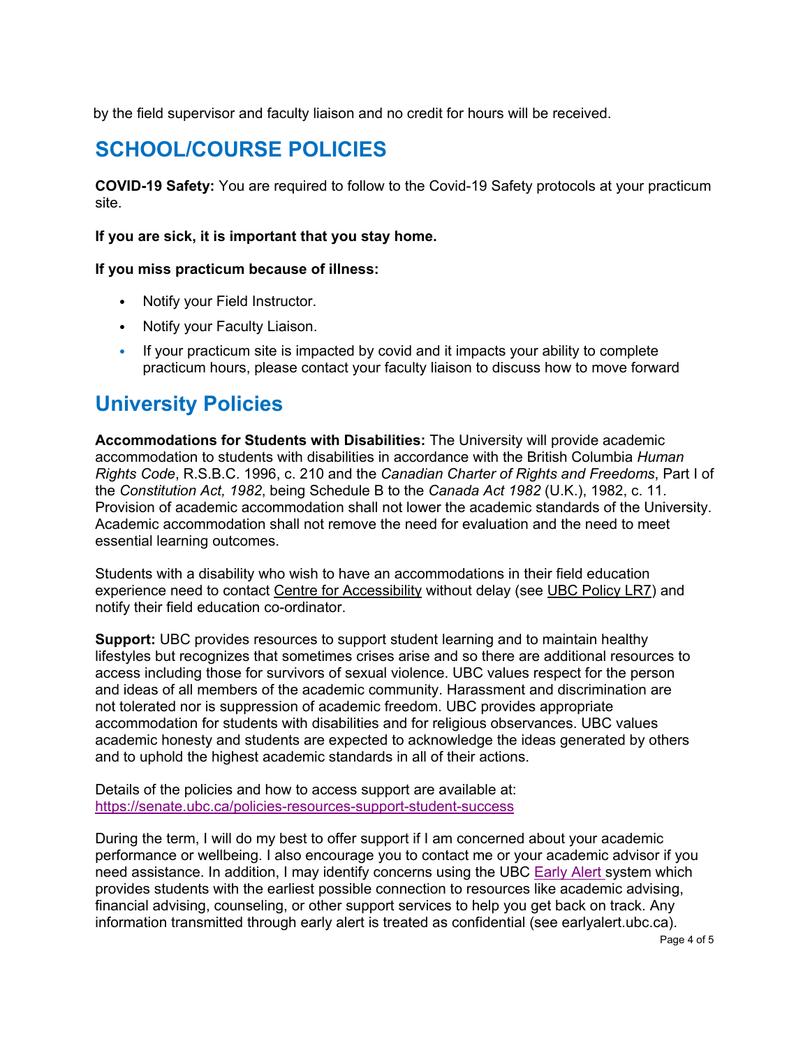by the field supervisor and faculty liaison and no credit for hours will be received.

## SCHOOL/COURSE POLICIES

**COVID-19 Safety:** You are required to follow to the Covid-19 Safety protocols at your practicum site.

**If you are sick, it is important that you stay home.**

**If you miss practicum because of illness:**

- Notify your Field Instructor.
- Notify your Faculty Liaison.
- If your practicum site is impacted by covid and it impacts your ability to complete practicum hours, please contact your faculty liaison to discuss how to move forward

## University Policies

**Accommodations for Students with Disabilities:** The University will provide academic accommodation to students with disabilities in accordance with the British Columbia *Human Rights Code*, R.S.B.C. 1996, c. 210 and the *Canadian Charter of Rights and Freedoms*, Part I of the *Constitution Act, 1982*, being Schedule B to the *Canada Act 1982* (U.K.), 1982, c. 11. Provision of academic accommodation shall not lower the academic standards of the University. Academic accommodation shall not remove the need for evaluation and the need to meet essential learning outcomes.

Students with a disability who wish to have an accommodations in their field education experience need to contact Centre for Accessibility without delay (see UBC Policy LR7) and notify their field education co-ordinator.

**Support:** UBC provides resources to support student learning and to maintain healthy lifestyles but recognizes that sometimes crises arise and so there are additional resources to access including those for survivors of sexual violence. UBC values respect for the person and ideas of all members of the academic community. Harassment and discrimination are not tolerated nor is suppression of academic freedom. UBC provides appropriate accommodation for students with disabilities and for religious observances. UBC values academic honesty and students are expected to acknowledge the ideas generated by others and to uphold the highest academic standards in all of their actions.

Details of the policies and how to access support are available at: https://senate.ubc.ca/policies-resources-support-student-success

During the term, I will do my best to offer support if I am concerned about your academic performance or wellbeing. I also encourage you to contact me or your academic advisor if you need assistance. In addition, I may identify concerns using the UBC Early Alert system which provides students with the earliest possible connection to resources like academic advising, financial advising, counseling, or other support services to help you get back on track. Any information transmitted through early alert is treated as confidential (see earlyalert.ubc.ca).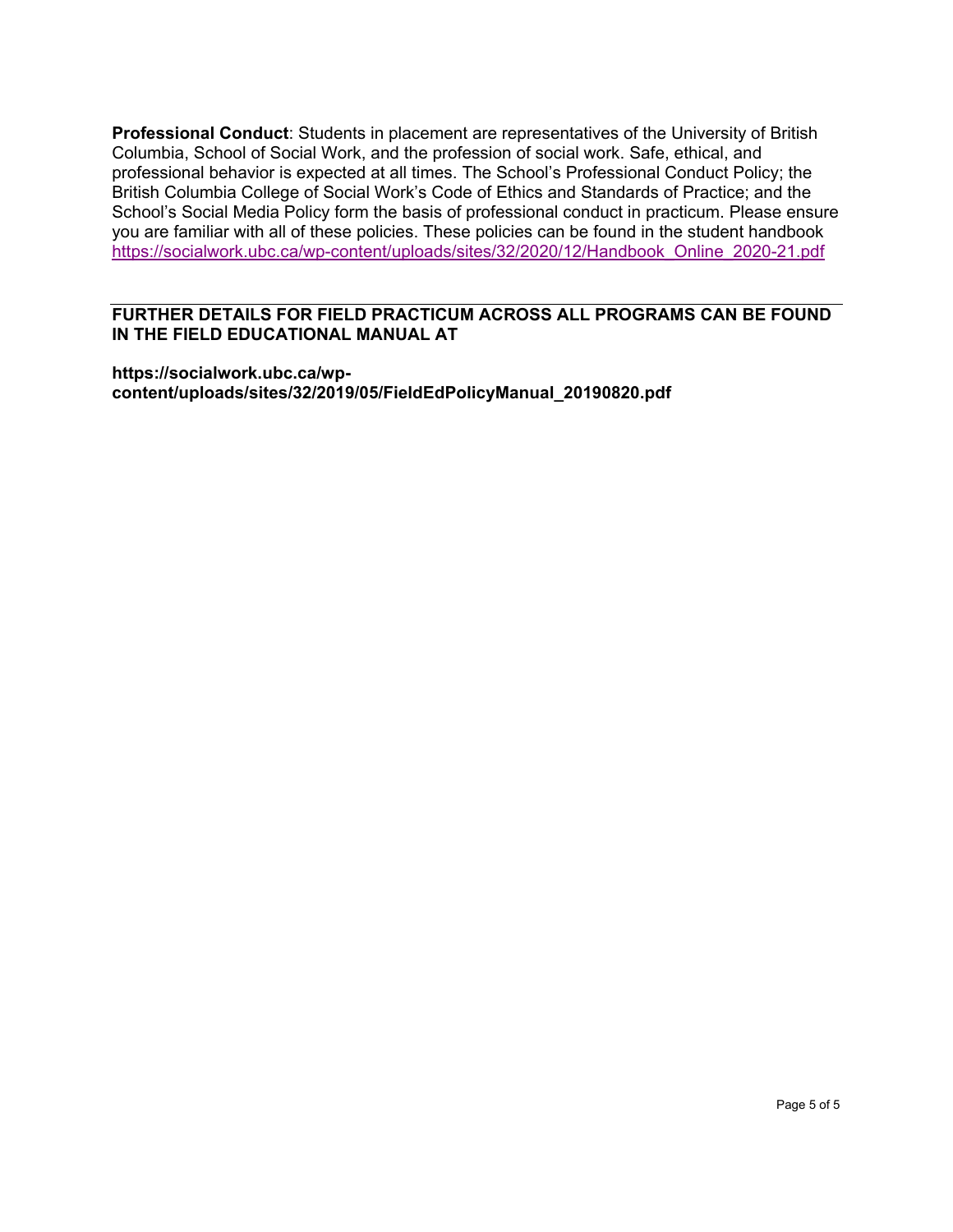**Professional Conduct**: Students in placement are representatives of the University of British Columbia, School of Social Work, and the profession of social work. Safe, ethical, and professional behavior is expected at all times. The School's Professional Conduct Policy; the British Columbia College of Social Work's Code of Ethics and Standards of Practice; and the School's Social Media Policy form the basis of professional conduct in practicum. Please ensure you are familiar with all of these policies. These policies can be found in the student handbook https://socialwork.ubc.ca/wp-content/uploads/sites/32/2020/12/Handbook_Online_2020-21.pdf

---

**FURTHER DETAILS FOR FIELD PRACTICUM ACROSS ALL PROGRAMS CAN BE FOUND IN THE FIELD EDUCATIONAL MANUAL AT**

**https://socialwork.ubc.ca/wp-content/uploads/sites/32/2019/05/FieldEdPolicyManual_20190820.pdf**